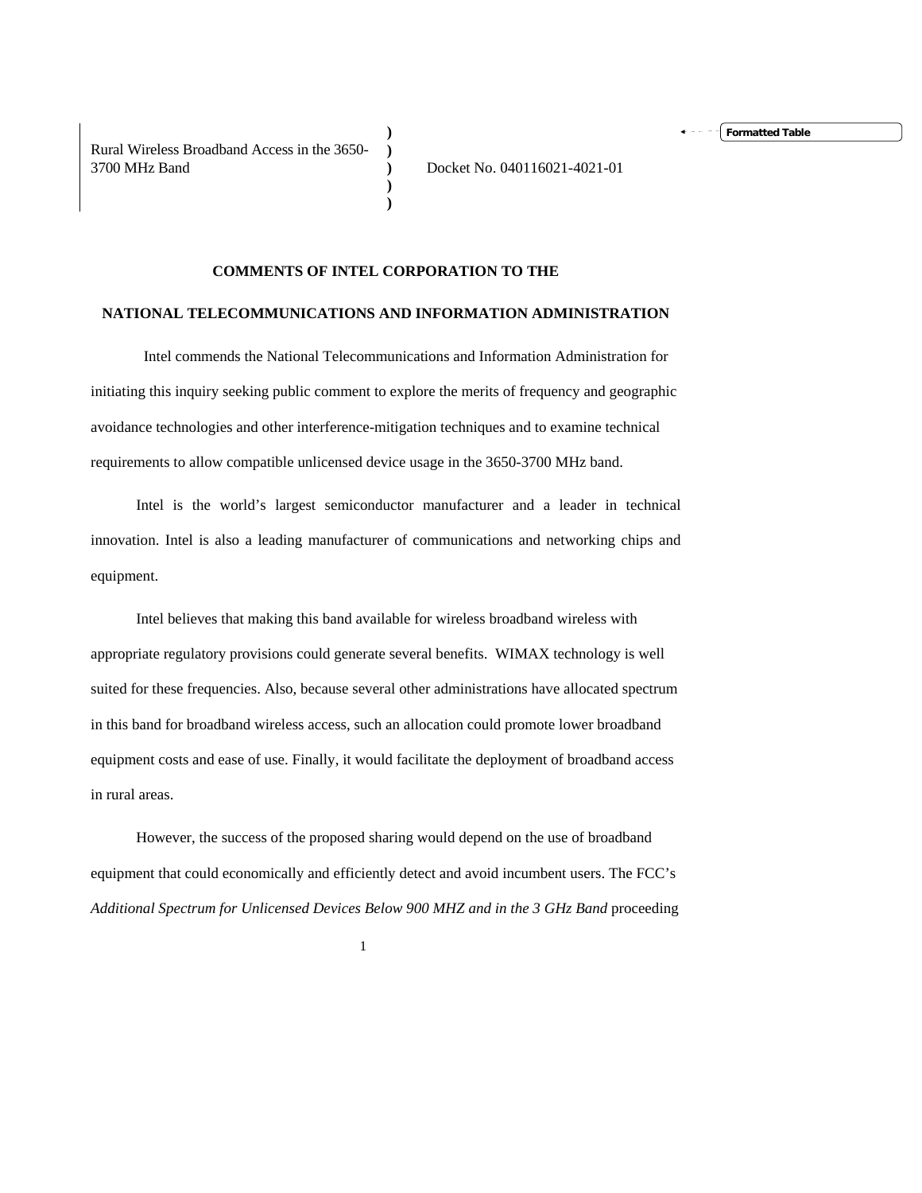| Rural Wireless Broadband Access in the 3650-3700 MHz Band | ) ) ) ) ) | Docket No. 040116021-4021-01 |
|---|---|---|

**COMMENTS OF INTEL CORPORATION TO THE**

**NATIONAL TELECOMMUNICATIONS AND INFORMATION ADMINISTRATION**

Intel commends the National Telecommunications and Information Administration for initiating this inquiry seeking public comment to explore the merits of frequency and geographic avoidance technologies and other interference-mitigation techniques and to examine technical requirements to allow compatible unlicensed device usage in the 3650-3700 MHz band.

Intel is the world's largest semiconductor manufacturer and a leader in technical innovation. Intel is also a leading manufacturer of communications and networking chips and equipment.

Intel believes that making this band available for wireless broadband wireless with appropriate regulatory provisions could generate several benefits. WIMAX technology is well suited for these frequencies. Also, because several other administrations have allocated spectrum in this band for broadband wireless access, such an allocation could promote lower broadband equipment costs and ease of use. Finally, it would facilitate the deployment of broadband access in rural areas.

However, the success of the proposed sharing would depend on the use of broadband equipment that could economically and efficiently detect and avoid incumbent users. The FCC's *Additional Spectrum for Unlicensed Devices Below 900 MHZ and in the 3 GHz Band* proceeding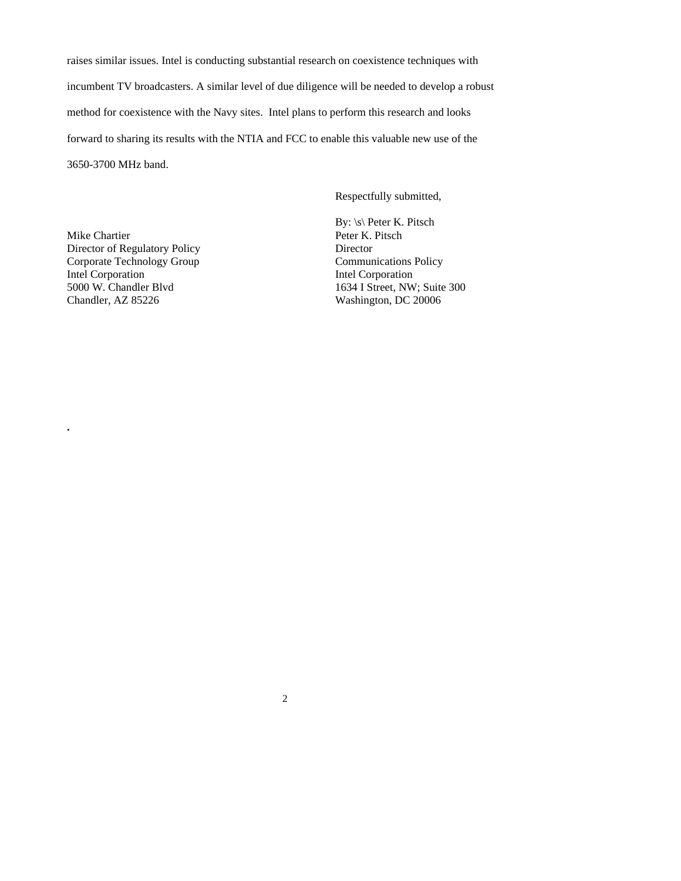raises similar issues. Intel is conducting substantial research on coexistence techniques with incumbent TV broadcasters. A similar level of due diligence will be needed to develop a robust method for coexistence with the Navy sites. Intel plans to perform this research and looks forward to sharing its results with the NTIA and FCC to enable this valuable new use of the 3650-3700 MHz band.

Respectfully submitted,

By: \s\ Peter K. Pitsch
Peter K. Pitsch
Director
Communications Policy
Intel Corporation
1634 I Street, NW; Suite 300
Washington, DC 20006

Mike Chartier
Director of Regulatory Policy
Corporate Technology Group
Intel Corporation
5000 W. Chandler Blvd
Chandler, AZ 85226

.